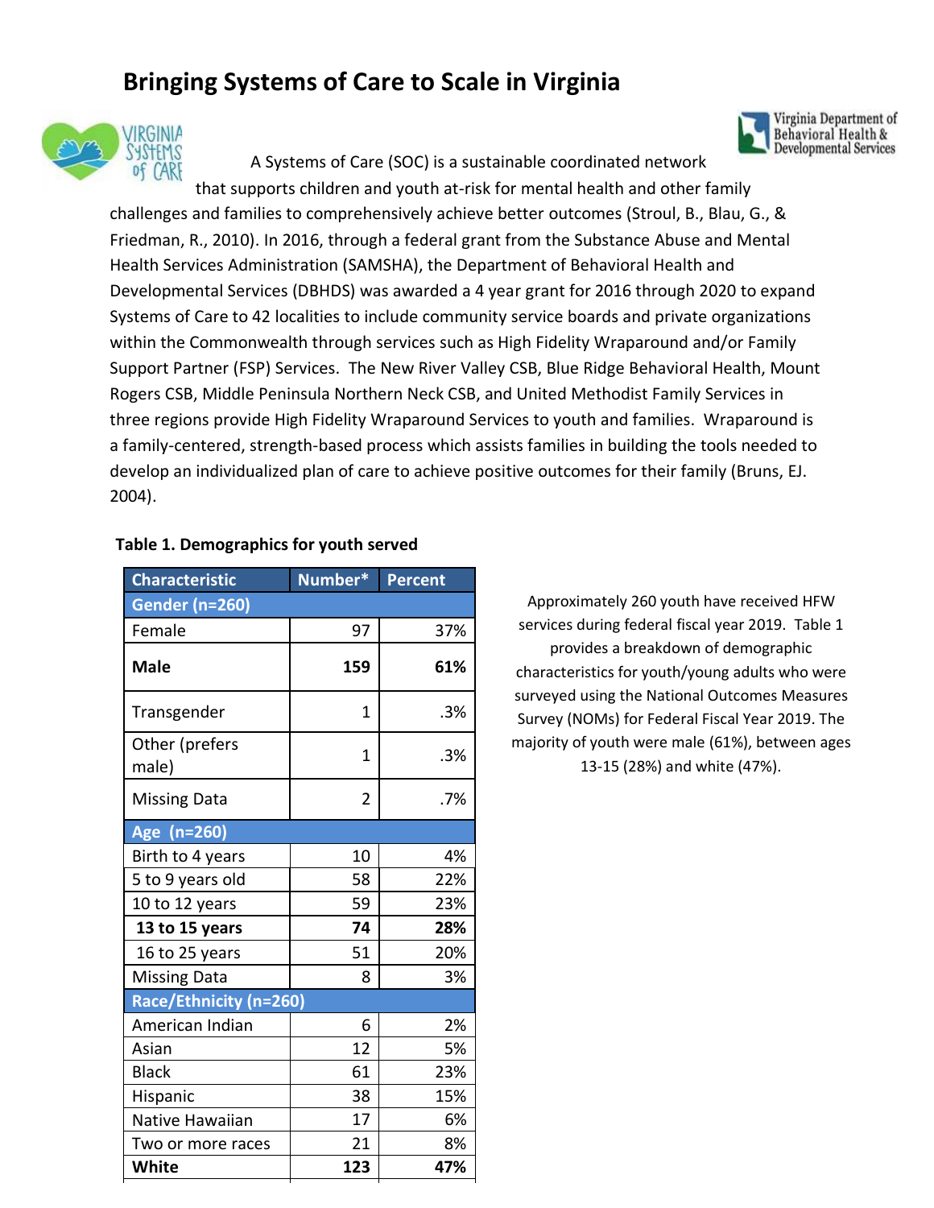# Bringing Systems of Care to Scale in Virginia

A Systems of Care (SOC) is a sustainable coordinated network that supports children and youth at-risk for mental health and other family challenges and families to comprehensively achieve better outcomes (Stroul, B., Blau, G., & Friedman, R., 2010). In 2016, through a federal grant from the Substance Abuse and Mental Health Services Administration (SAMSHA), the Department of Behavioral Health and Developmental Services (DBHDS) was awarded a 4 year grant for 2016 through 2020 to expand Systems of Care to 42 localities to include community service boards and private organizations within the Commonwealth through services such as High Fidelity Wraparound and/or Family Support Partner (FSP) Services. The New River Valley CSB, Blue Ridge Behavioral Health, Mount Rogers CSB, Middle Peninsula Northern Neck CSB, and United Methodist Family Services in three regions provide High Fidelity Wraparound Services to youth and families. Wraparound is a family-centered, strength-based process which assists families in building the tools needed to develop an individualized plan of care to achieve positive outcomes for their family (Bruns, EJ. 2004).

**Table 1. Demographics for youth served**

| Characteristic | Number* | Percent |
|---|---|---|
| **Gender (n=260)** | | |
| Female | 97 | 37% |
| **Male** | **159** | **61%** |
| Transgender | 1 | .3% |
| Other (prefers male) | 1 | .3% |
| Missing Data | 2 | .7% |
| **Age (n=260)** | | |
| Birth to 4 years | 10 | 4% |
| 5 to 9 years old | 58 | 22% |
| 10 to 12 years | 59 | 23% |
| **13 to 15 years** | **74** | **28%** |
| 16 to 25 years | 51 | 20% |
| Missing Data | 8 | 3% |
| **Race/Ethnicity (n=260)** | | |
| American Indian | 6 | 2% |
| Asian | 12 | 5% |
| Black | 61 | 23% |
| Hispanic | 38 | 15% |
| Native Hawaiian | 17 | 6% |
| Two or more races | 21 | 8% |
| **White** | **123** | **47%** |

Approximately 260 youth have received HFW services during federal fiscal year 2019. Table 1 provides a breakdown of demographic characteristics for youth/young adults who were surveyed using the National Outcomes Measures Survey (NOMs) for Federal Fiscal Year 2019. The majority of youth were male (61%), between ages 13-15 (28%) and white (47%).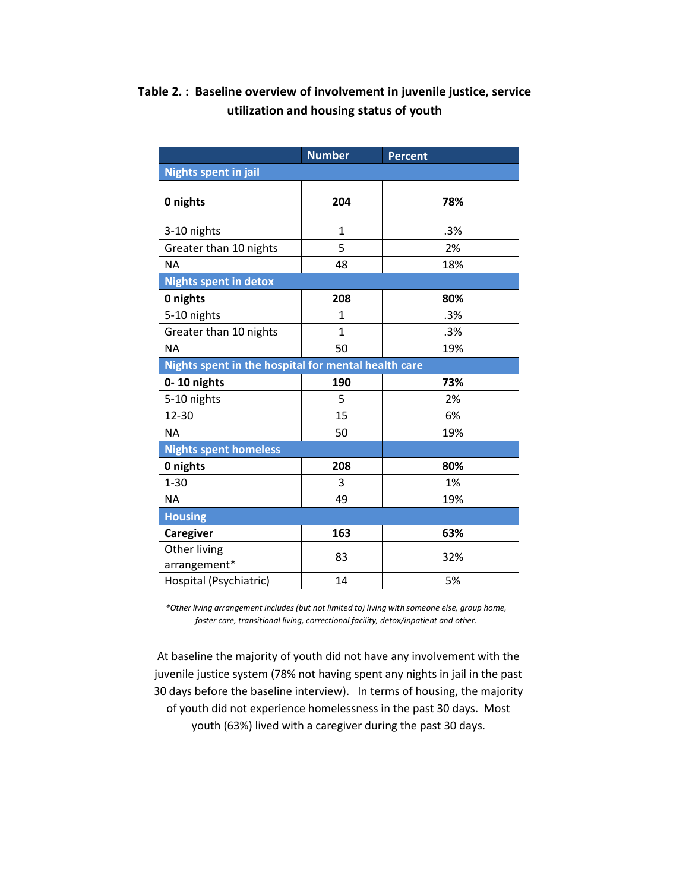**Table 2. : Baseline overview of involvement in juvenile justice, service utilization and housing status of youth**

| | Number | Percent |
|---|---|---|
| **Nights spent in jail** | | |
| **0 nights** | **204** | **78%** |
| 3-10 nights | 1 | .3% |
| Greater than 10 nights | 5 | 2% |
| NA | 48 | 18% |
| **Nights spent in detox** | | |
| **0 nights** | **208** | **80%** |
| 5-10 nights | 1 | .3% |
| Greater than 10 nights | 1 | .3% |
| NA | 50 | 19% |
| **Nights spent in the hospital for mental health care** | | |
| **0- 10 nights** | **190** | **73%** |
| 5-10 nights | 5 | 2% |
| 12-30 | 15 | 6% |
| NA | 50 | 19% |
| **Nights spent homeless** | | |
| **0 nights** | **208** | **80%** |
| 1-30 | 3 | 1% |
| NA | 49 | 19% |
| **Housing** | | |
| **Caregiver** | **163** | **63%** |
| Other living arrangement* | 83 | 32% |
| Hospital (Psychiatric) | 14 | 5% |

*\*Other living arrangement includes (but not limited to) living with someone else, group home, foster care, transitional living, correctional facility, detox/inpatient and other.*

At baseline the majority of youth did not have any involvement with the juvenile justice system (78% not having spent any nights in jail in the past 30 days before the baseline interview). In terms of housing, the majority of youth did not experience homelessness in the past 30 days. Most youth (63%) lived with a caregiver during the past 30 days.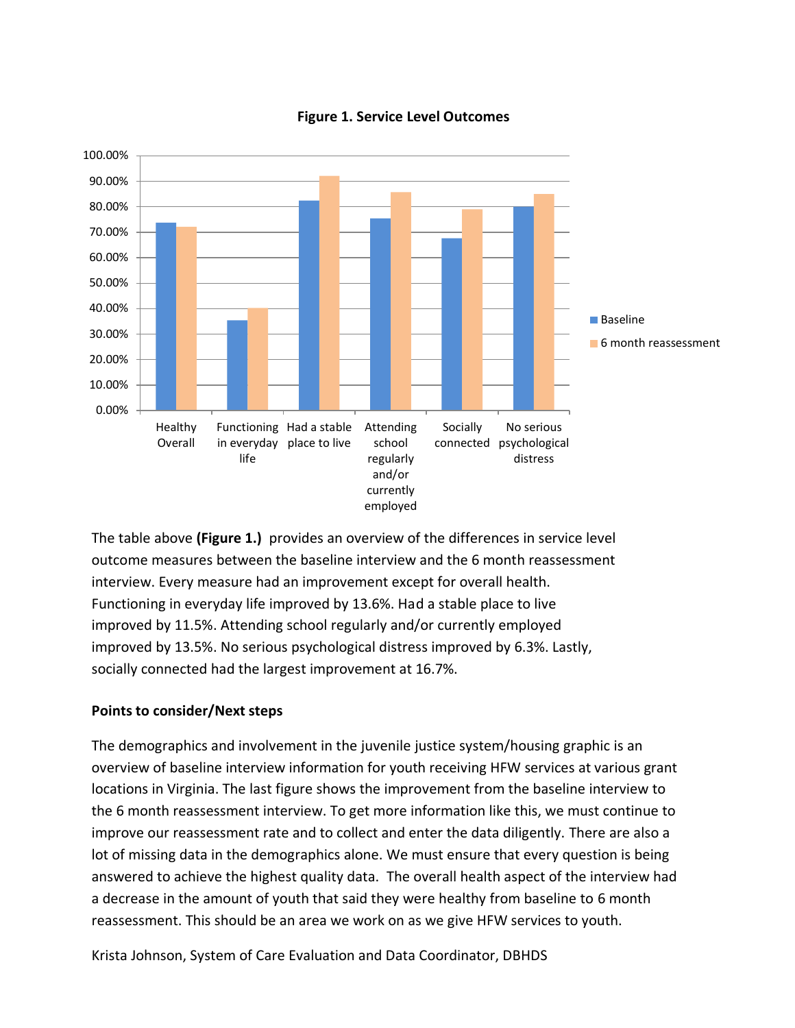**Figure 1. Service Level Outcomes**

100.00%
90.00%
80.00%
70.00%
60.00%
50.00%
40.00%
30.00%
20.00%
10.00%
0.00%

Healthy Overall
Functioning in everyday life
Had a stable place to live
Attending school regularly and/or currently employed
Socially connected
No serious psychological distress

Baseline
6 month reassessment

The table above **(Figure 1.)** provides an overview of the differences in service level outcome measures between the baseline interview and the 6 month reassessment interview. Every measure had an improvement except for overall health. Functioning in everyday life improved by 13.6%. Had a stable place to live improved by 11.5%. Attending school regularly and/or currently employed improved by 13.5%. No serious psychological distress improved by 6.3%. Lastly, socially connected had the largest improvement at 16.7%.

**Points to consider/Next steps**

The demographics and involvement in the juvenile justice system/housing graphic is an overview of baseline interview information for youth receiving HFW services at various grant locations in Virginia. The last figure shows the improvement from the baseline interview to the 6 month reassessment interview. To get more information like this, we must continue to improve our reassessment rate and to collect and enter the data diligently. There are also a lot of missing data in the demographics alone. We must ensure that every question is being answered to achieve the highest quality data. The overall health aspect of the interview had a decrease in the amount of youth that said they were healthy from baseline to 6 month reassessment. This should be an area we work on as we give HFW services to youth.

Krista Johnson, System of Care Evaluation and Data Coordinator, DBHDS